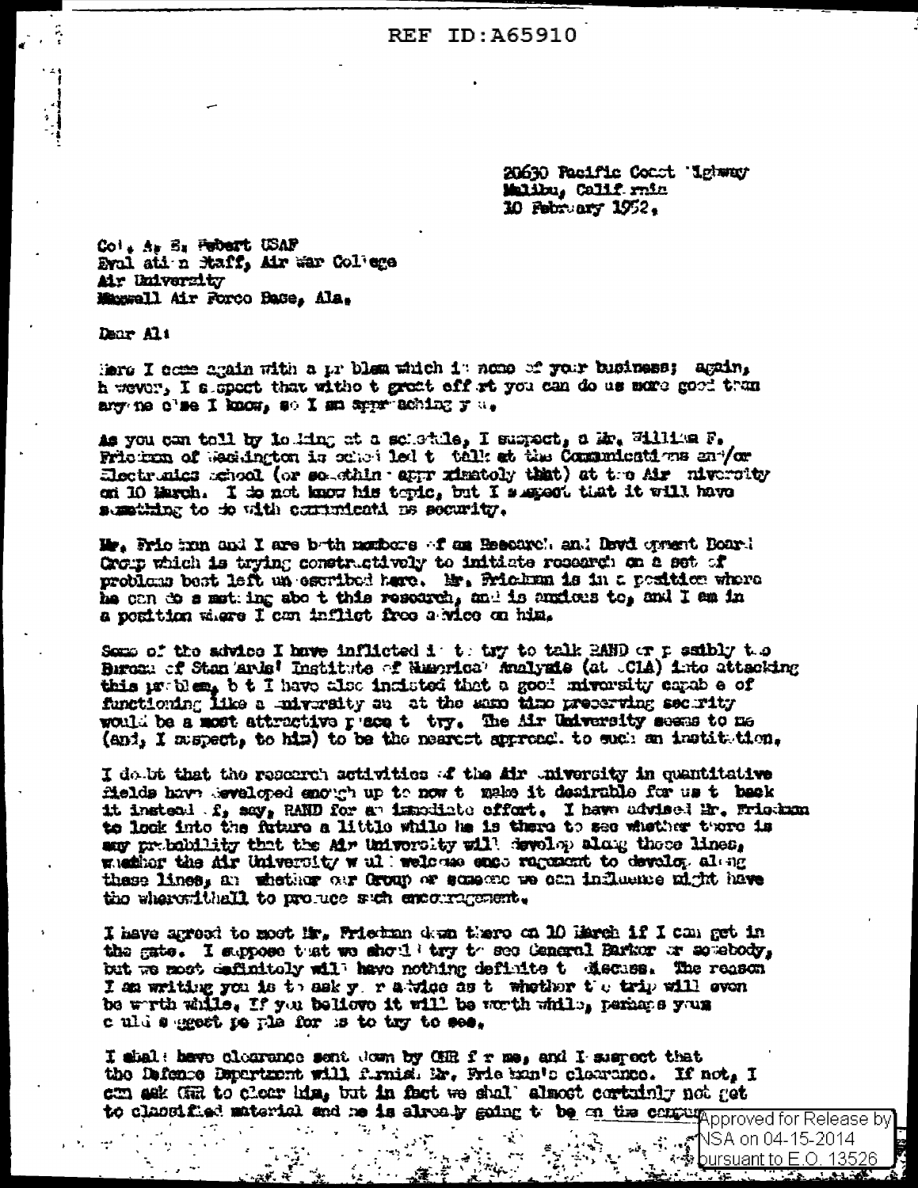REF ID:A65910

20630 Pacific Coast Highway
Malibu, California
10 February 1952.

Col. A. S. Hebert USAF
Evaluation Staff, Air War College
Air University
Maxwell Air Force Base, Ala.

Dear Al:

Here I come again with a problem which is none of your business; again, however, I suspect that without great effort you can do us more good than anyone else I know, so I am approaching you.

As you can tell by looking at a schedule, I suspect, a Mr. William F. Friedman of Washington is scheduled to talk at the Communications and/or Electronics school (or something approximately that) at the Air University on 10 March. I do not know his topic, but I suspect that it will have something to do with communications security.

Mr. Friedman and I are both members of an Research and Development Board Group which is trying constructively to initiate research on a set of problems best left undescribed here. Mr. Friedman is in a position where he can do something about this research, and is anxious to, and I am in a position where I can inflict free advice on him.

Some of the advice I have inflicted is to try to talk RAND or possibly the Bureau of Standards' Institute of Numerical Analysis (at UCLA) into attacking this problem, but I have also insisted that a good university capable of functioning like a university and at the same time preserving security would be a most attractive place to try. The Air University seems to me (and, I suspect, to him) to be the nearest approach to such an institution.

I doubt that the research activities of the Air University in quantitative fields have developed enough up to now to make it desirable for us to back it instead of, say, RAND for an immediate effort. I have advised Mr. Friedman to look into the future a little while he is there to see whether there is any probability that the Air University will develop along those lines, whether the Air University would welcome encouragement to develop along these lines, and whether our Group or someone we can influence might have the wherewithall to produce such encouragement.

I have agreed to meet Mr. Friedman down there on 10 March if I can get in the gate. I suppose that we should try to see General Barker or somebody, but we most definitely will have nothing definite to discuss. The reason I am writing you is to ask your advice as to whether the trip will even be worth while. If you believe it will be worth while, perhaps you could suggest people for us to try to see.

I shall have clearance sent down by ORR for me, and I suspect that the Defense Department will furnish Mr. Friedman's clearance. If not, I can ask ORR to clear him, but in fact we shall almost certainly not get to classified material and he is already going to be on the campus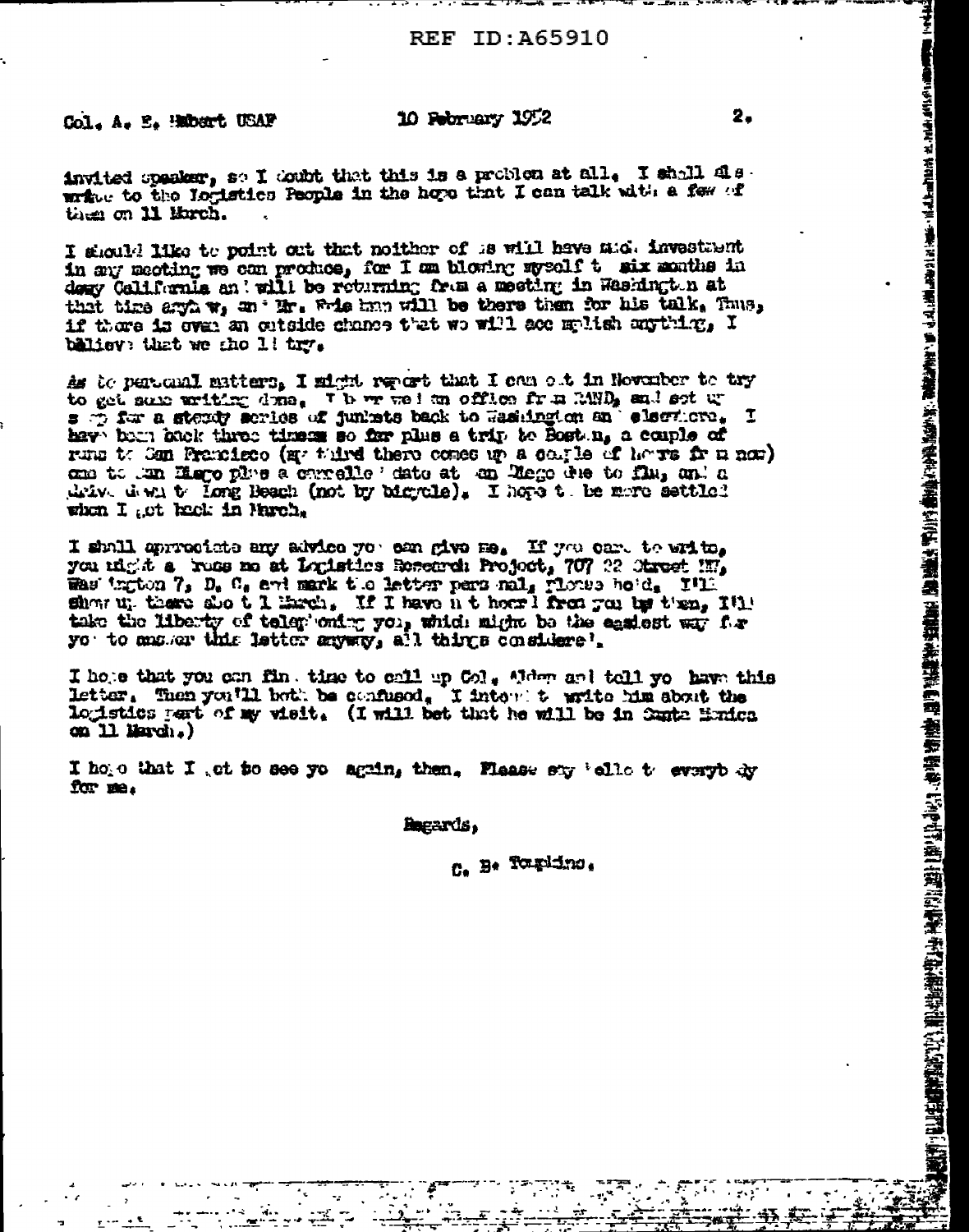Col. A. E. Hubert USAF 10 February 1952 2.

invited speaker, so I doubt that this is a problem at all. I shall also write to the Logistics People in the hope that I can talk with a few of them on 11 March.

I should like to point out that neither of us will have much investment in any meeting we can produce, for I am blowing myself to six months in dewy California and will be returning from a meeting in Washington at that time anyhow, and Mr. Friedman will be there then for his talk. Thus, if there is even an outside chance that we will accomplish anything, I believe that we should try.

As to personal matters, I might report that I came out in November to try to get some writing done. Then we had an office from RAND, and set up for a steady series of junkets back to Washington and elsewhere. I have been back three times so far plus a trip to Boston, a couple of runs to San Francisco (my third there comes up a couple of hours from now) one to San Diego plus a carrelle date at San Diego due to flu, and a drive down to Long Beach (not by bicycle). I hope to be more settled when I get back in March.

I shall appreciate any advice you can give me. If you care to write, you might address me at Logistics Research Project, 707 22 Street NW, Washington 7, D. C. and mark the letter personal, please hold. I'll show up there about 1 March. If I have not heard from you by then, I'll take the liberty of telephoning you, which might be the easiest way for you to answer this letter anyway, all things considered.

I hope that you can find time to call up Col. Alden and tell you have this letter. Then you'll both be confused. I intend to write him about the logistics part of my visit. (I will bet that he will be in Santa Monica on 11 March.)

I hope that I get to see you again, then. Please say hello to everybody for me.

Regards,

C. B. Tompkins.